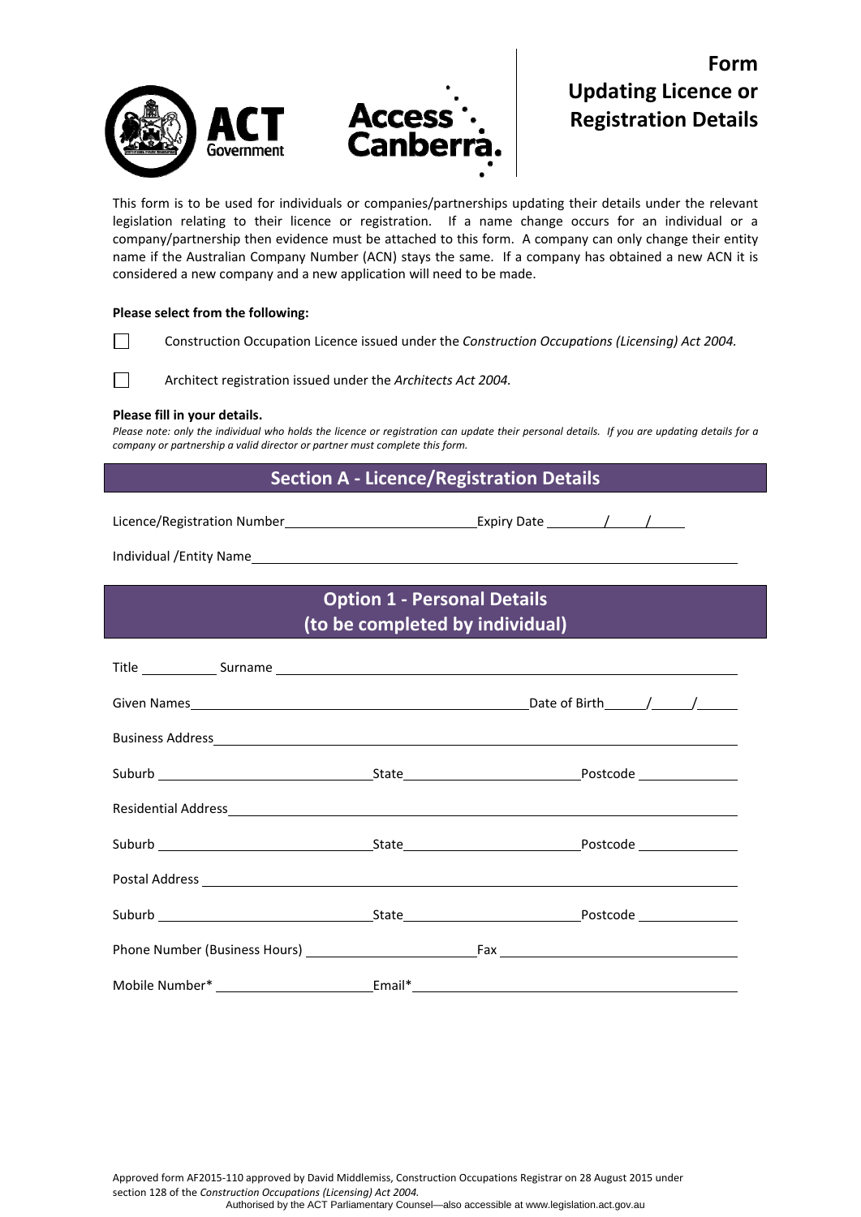# Form Updating Licence or Registration Details

This form is to be used for individuals or companies/partnerships updating their details under the relevant legislation relating to their licence or registration. If a name change occurs for an individual or a company/partnership then evidence must be attached to this form. A company can only change their entity name if the Australian Company Number (ACN) stays the same. If a company has obtained a new ACN it is considered a new company and a new application will need to be made.

**Please select from the following:**

☐ Construction Occupation Licence issued under the *Construction Occupations (Licensing) Act 2004.*

☐ Architect registration issued under the *Architects Act 2004.*

**Please fill in your details.**

*Please note: only the individual who holds the licence or registration can update their personal details. If you are updating details for a company or partnership a valid director or partner must complete this form.*

## Section A - Licence/Registration Details

Licence/Registration Number ______________________ Expiry Date ____/____/____

Individual /Entity Name ______________________________________________

## Option 1 - Personal Details (to be completed by individual)

Title ________ Surname ______________________________________________

Given Names ______________________________________ Date of Birth ____/____/____

Business Address ______________________________________________

Suburb ______________________ State ______________________ Postcode ____________

Residential Address ______________________________________________

Suburb ______________________ State ______________________ Postcode ____________

Postal Address ______________________________________________

Suburb ______________________ State ______________________ Postcode ____________

Phone Number (Business Hours) ______________________ Fax ______________________

Mobile Number* ______________________ Email* ______________________________

Approved form AF2015-110 approved by David Middlemiss, Construction Occupations Registrar on 28 August 2015 under section 128 of the *Construction Occupations (Licensing) Act 2004.*

Authorised by the ACT Parliamentary Counsel—also accessible at www.legislation.act.gov.au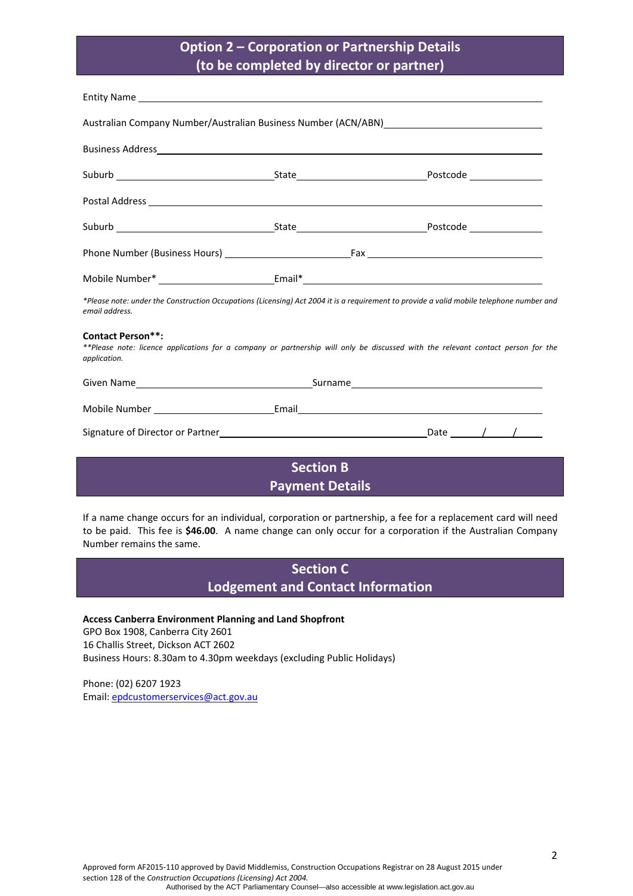## Option 2 – Corporation or Partnership Details (to be completed by director or partner)

Entity Name ____________________________________________

Australian Company Number/Australian Business Number (ACN/ABN) ____________________

Business Address ____________________________________________

Suburb ____________________ State ____________________ Postcode ____________

Postal Address ____________________________________________

Suburb ____________________ State ____________________ Postcode ____________

Phone Number (Business Hours) ____________________ Fax ____________________

Mobile Number* ____________________ Email* ____________________________

*\*Please note: under the Construction Occupations (Licensing) Act 2004 it is a requirement to provide a valid mobile telephone number and email address.*

**Contact Person\*\*:**

*\*\*Please note: licence applications for a company or partnership will only be discussed with the relevant contact person for the application.*

Given Name ____________________ Surname ____________________

Mobile Number ____________________ Email ____________________________

Signature of Director or Partner ______________________________ Date ____/____/____

## Section B
## Payment Details

If a name change occurs for an individual, corporation or partnership, a fee for a replacement card will need to be paid. This fee is **$46.00**. A name change can only occur for a corporation if the Australian Company Number remains the same.

## Section C
## Lodgement and Contact Information

**Access Canberra Environment Planning and Land Shopfront**
GPO Box 1908, Canberra City 2601
16 Challis Street, Dickson ACT 2602
Business Hours: 8.30am to 4.30pm weekdays (excluding Public Holidays)

Phone: (02) 6207 1923
Email: epdcustomerservices@act.gov.au

Approved form AF2015-110 approved by David Middlemiss, Construction Occupations Registrar on 28 August 2015 under section 128 of the *Construction Occupations (Licensing) Act 2004.*

Authorised by the ACT Parliamentary Counsel—also accessible at www.legislation.act.gov.au